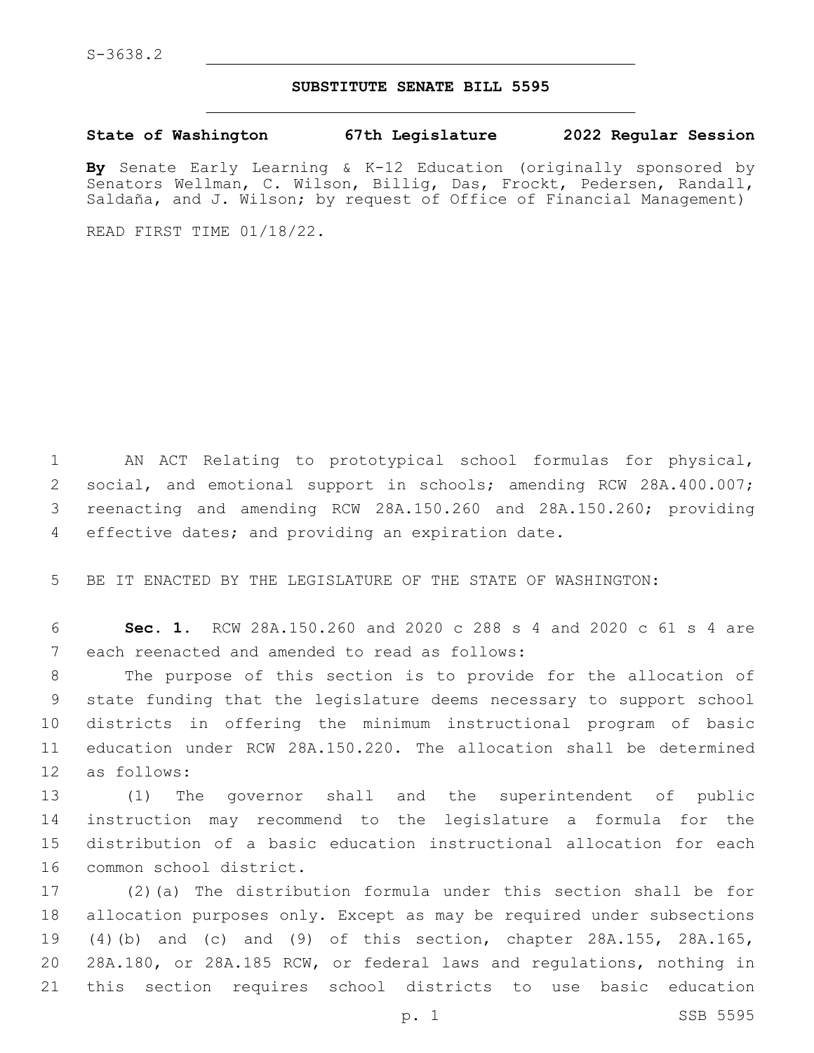S-3638.2

# SUBSTITUTE SENATE BILL 5595

**State of Washington 67th Legislature 2022 Regular Session**

**By** Senate Early Learning & K-12 Education (originally sponsored by Senators Wellman, C. Wilson, Billig, Das, Frockt, Pedersen, Randall, Saldaña, and J. Wilson; by request of Office of Financial Management)

READ FIRST TIME 01/18/22.

AN ACT Relating to prototypical school formulas for physical, social, and emotional support in schools; amending RCW 28A.400.007; reenacting and amending RCW 28A.150.260 and 28A.150.260; providing effective dates; and providing an expiration date.

BE IT ENACTED BY THE LEGISLATURE OF THE STATE OF WASHINGTON:

**Sec. 1.** RCW 28A.150.260 and 2020 c 288 s 4 and 2020 c 61 s 4 are each reenacted and amended to read as follows:

The purpose of this section is to provide for the allocation of state funding that the legislature deems necessary to support school districts in offering the minimum instructional program of basic education under RCW 28A.150.220. The allocation shall be determined as follows:

(1) The governor shall and the superintendent of public instruction may recommend to the legislature a formula for the distribution of a basic education instructional allocation for each common school district.

(2)(a) The distribution formula under this section shall be for allocation purposes only. Except as may be required under subsections (4)(b) and (c) and (9) of this section, chapter 28A.155, 28A.165, 28A.180, or 28A.185 RCW, or federal laws and regulations, nothing in this section requires school districts to use basic education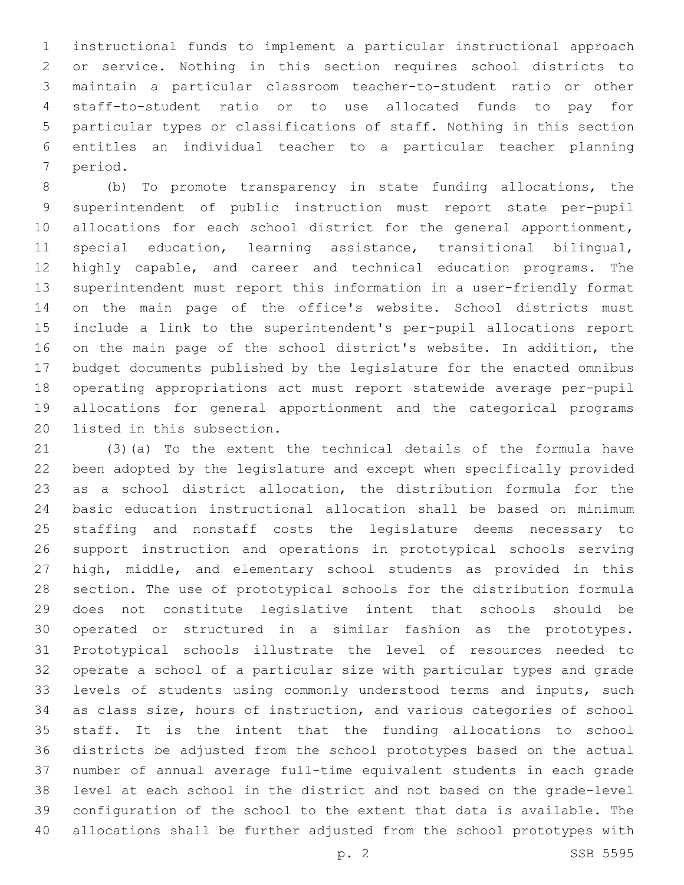instructional funds to implement a particular instructional approach or service. Nothing in this section requires school districts to maintain a particular classroom teacher-to-student ratio or other staff-to-student ratio or to use allocated funds to pay for particular types or classifications of staff. Nothing in this section entitles an individual teacher to a particular teacher planning period.

(b) To promote transparency in state funding allocations, the superintendent of public instruction must report state per-pupil allocations for each school district for the general apportionment, special education, learning assistance, transitional bilingual, highly capable, and career and technical education programs. The superintendent must report this information in a user-friendly format on the main page of the office's website. School districts must include a link to the superintendent's per-pupil allocations report on the main page of the school district's website. In addition, the budget documents published by the legislature for the enacted omnibus operating appropriations act must report statewide average per-pupil allocations for general apportionment and the categorical programs listed in this subsection.

(3)(a) To the extent the technical details of the formula have been adopted by the legislature and except when specifically provided as a school district allocation, the distribution formula for the basic education instructional allocation shall be based on minimum staffing and nonstaff costs the legislature deems necessary to support instruction and operations in prototypical schools serving high, middle, and elementary school students as provided in this section. The use of prototypical schools for the distribution formula does not constitute legislative intent that schools should be operated or structured in a similar fashion as the prototypes. Prototypical schools illustrate the level of resources needed to operate a school of a particular size with particular types and grade levels of students using commonly understood terms and inputs, such as class size, hours of instruction, and various categories of school staff. It is the intent that the funding allocations to school districts be adjusted from the school prototypes based on the actual number of annual average full-time equivalent students in each grade level at each school in the district and not based on the grade-level configuration of the school to the extent that data is available. The allocations shall be further adjusted from the school prototypes with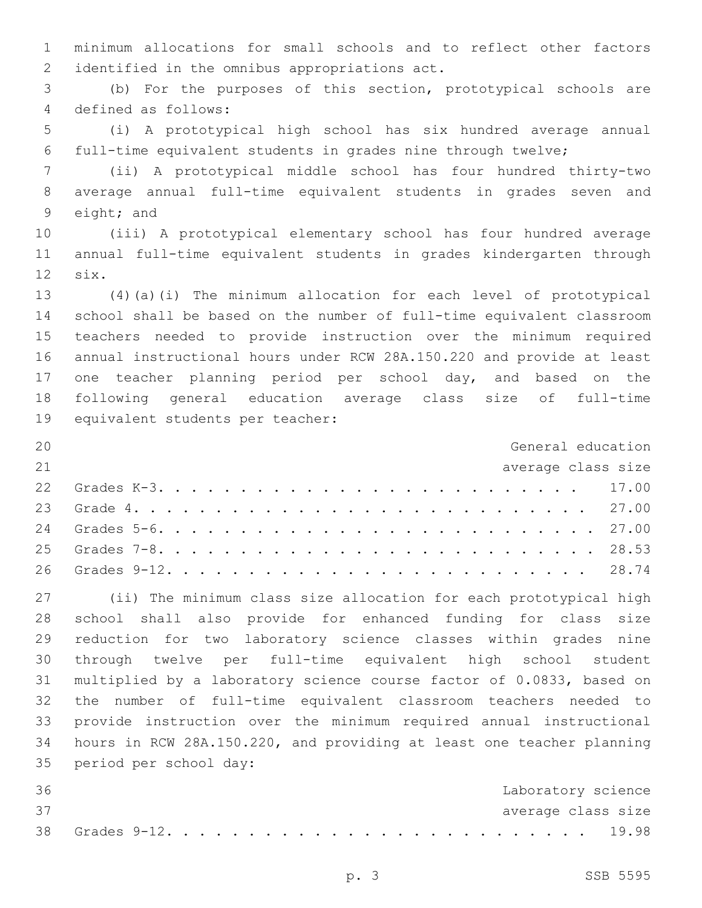minimum allocations for small schools and to reflect other factors identified in the omnibus appropriations act.

(b) For the purposes of this section, prototypical schools are defined as follows:

(i) A prototypical high school has six hundred average annual full-time equivalent students in grades nine through twelve;

(ii) A prototypical middle school has four hundred thirty-two average annual full-time equivalent students in grades seven and eight; and

(iii) A prototypical elementary school has four hundred average annual full-time equivalent students in grades kindergarten through six.

(4)(a)(i) The minimum allocation for each level of prototypical school shall be based on the number of full-time equivalent classroom teachers needed to provide instruction over the minimum required annual instructional hours under RCW 28A.150.220 and provide at least one teacher planning period per school day, and based on the following general education average class size of full-time equivalent students per teacher:

| | General education average class size |
|---|---|
| Grades K-3 | 17.00 |
| Grade 4 | 27.00 |
| Grades 5-6 | 27.00 |
| Grades 7-8 | 28.53 |
| Grades 9-12 | 28.74 |

(ii) The minimum class size allocation for each prototypical high school shall also provide for enhanced funding for class size reduction for two laboratory science classes within grades nine through twelve per full-time equivalent high school student multiplied by a laboratory science course factor of 0.0833, based on the number of full-time equivalent classroom teachers needed to provide instruction over the minimum required annual instructional hours in RCW 28A.150.220, and providing at least one teacher planning period per school day:

| | Laboratory science average class size |
|---|---|
| Grades 9-12 | 19.98 |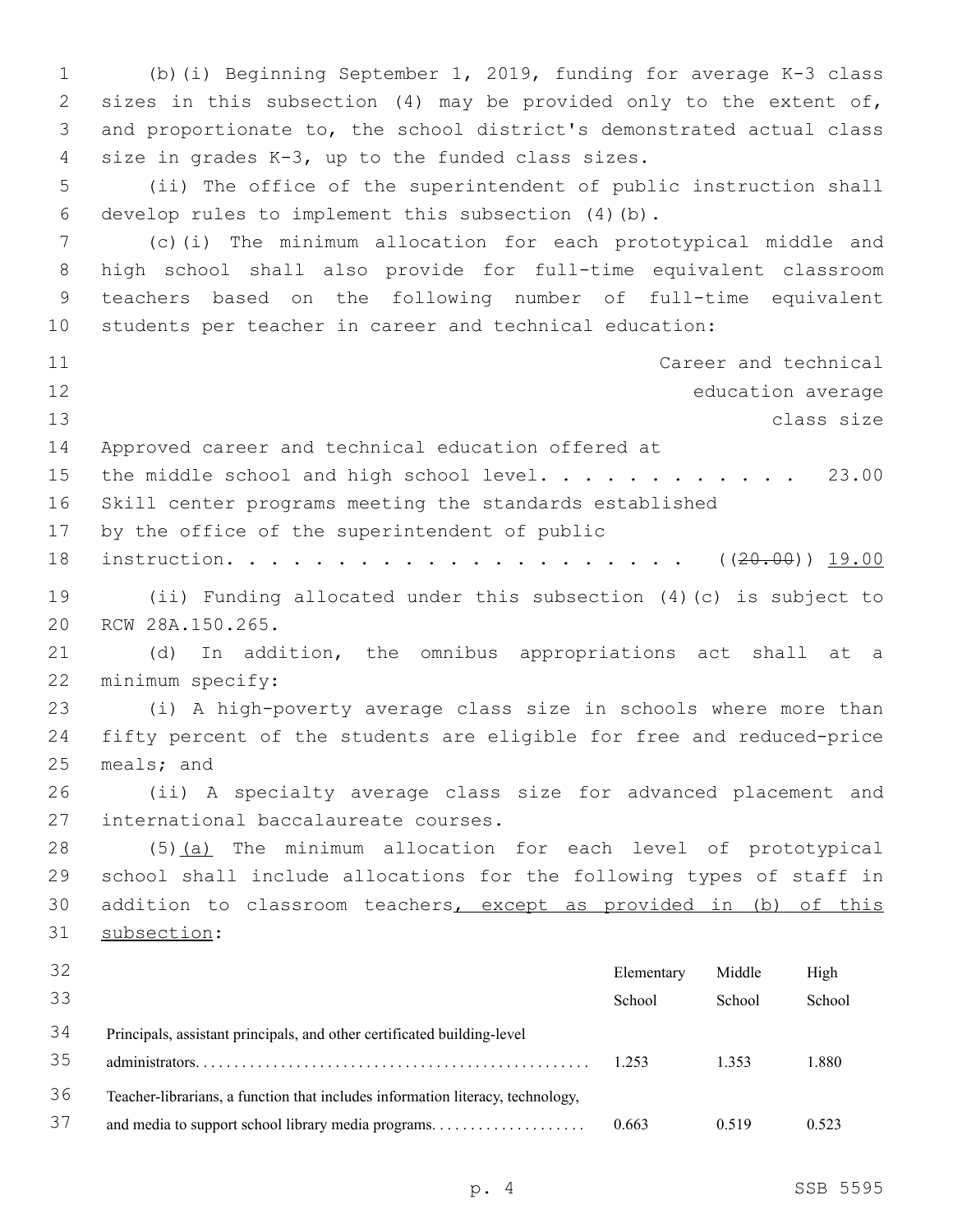(b)(i) Beginning September 1, 2019, funding for average K-3 class sizes in this subsection (4) may be provided only to the extent of, and proportionate to, the school district's demonstrated actual class size in grades K-3, up to the funded class sizes.

(ii) The office of the superintendent of public instruction shall develop rules to implement this subsection (4)(b).

(c)(i) The minimum allocation for each prototypical middle and high school shall also provide for full-time equivalent classroom teachers based on the following number of full-time equivalent students per teacher in career and technical education:

| | Career and technical education average class size |
|---|---|
| Approved career and technical education offered at the middle school and high school level. . . . . . . . . . . . . | 23.00 |
| Skill center programs meeting the standards established by the office of the superintendent of public instruction. . . . . . . . . . . . . . . . . . . . . . | ((~~20.00~~)) <u>19.00</u> |

(ii) Funding allocated under this subsection (4)(c) is subject to RCW 28A.150.265.

(d) In addition, the omnibus appropriations act shall at a minimum specify:

(i) A high-poverty average class size in schools where more than fifty percent of the students are eligible for free and reduced-price meals; and

(ii) A specialty average class size for advanced placement and international baccalaureate courses.

(5)<u>(a)</u> The minimum allocation for each level of prototypical school shall include allocations for the following types of staff in addition to classroom teachers<u>, except as provided in (b) of this subsection</u>:

| | Elementary School | Middle School | High School |
|---|---|---|---|
| Principals, assistant principals, and other certificated building-level administrators. . . . . . . . . . . . . . . . . . . . . . . . . . . . . . . . . . . . . . . . . . . . . . . . . . | 1.253 | 1.353 | 1.880 |
| Teacher-librarians, a function that includes information literacy, technology, and media to support school library media programs. . . . . . . . . . . . . . . . . . . . | 0.663 | 0.519 | 0.523 |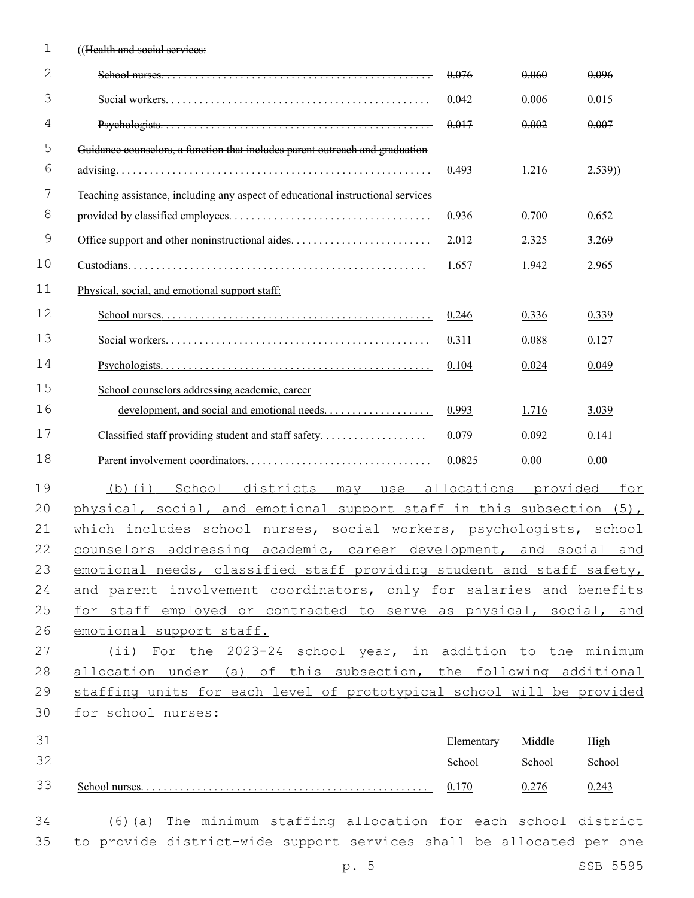| | | | |
|---|---|---|---|
| ((~~Health and social services:~~ | | | |
| ~~School nurses~~ | ~~0.076~~ | ~~0.060~~ | ~~0.096~~ |
| ~~Social workers~~ | ~~0.042~~ | ~~0.006~~ | ~~0.015~~ |
| ~~Psychologists~~ | ~~0.017~~ | ~~0.002~~ | ~~0.007~~ |
| ~~Guidance counselors, a function that includes parent outreach and graduation advising~~ | ~~0.493~~ | ~~1.216~~ | ~~2.539~~)) |
| Teaching assistance, including any aspect of educational instructional services provided by classified employees | 0.936 | 0.700 | 0.652 |
| Office support and other noninstructional aides | 2.012 | 2.325 | 3.269 |
| Custodians | 1.657 | 1.942 | 2.965 |
| <u>Physical, social, and emotional support staff:</u> | | | |
| <u>School nurses</u> | <u>0.246</u> | <u>0.336</u> | <u>0.339</u> |
| <u>Social workers</u> | <u>0.311</u> | <u>0.088</u> | <u>0.127</u> |
| <u>Psychologists</u> | <u>0.104</u> | <u>0.024</u> | <u>0.049</u> |
| <u>School counselors addressing academic, career development, and social and emotional needs</u> | <u>0.993</u> | <u>1.716</u> | <u>3.039</u> |
| Classified staff providing student and staff safety | 0.079 | 0.092 | 0.141 |
| Parent involvement coordinators | 0.0825 | 0.00 | 0.00 |

<u>(b)(i) School districts may use allocations provided for physical, social, and emotional support staff in this subsection (5), which includes school nurses, social workers, psychologists, school counselors addressing academic, career development, and social and emotional needs, classified staff providing student and staff safety, and parent involvement coordinators, only for salaries and benefits for staff employed or contracted to serve as physical, social, and emotional support staff.</u>

<u>(ii) For the 2023-24 school year, in addition to the minimum allocation under (a) of this subsection, the following additional staffing units for each level of prototypical school will be provided for school nurses:</u>

| | <u>Elementary School</u> | <u>Middle School</u> | <u>High School</u> |
|---|---|---|---|
| <u>School nurses</u> | <u>0.170</u> | <u>0.276</u> | <u>0.243</u> |

(6)(a) The minimum staffing allocation for each school district to provide district-wide support services shall be allocated per one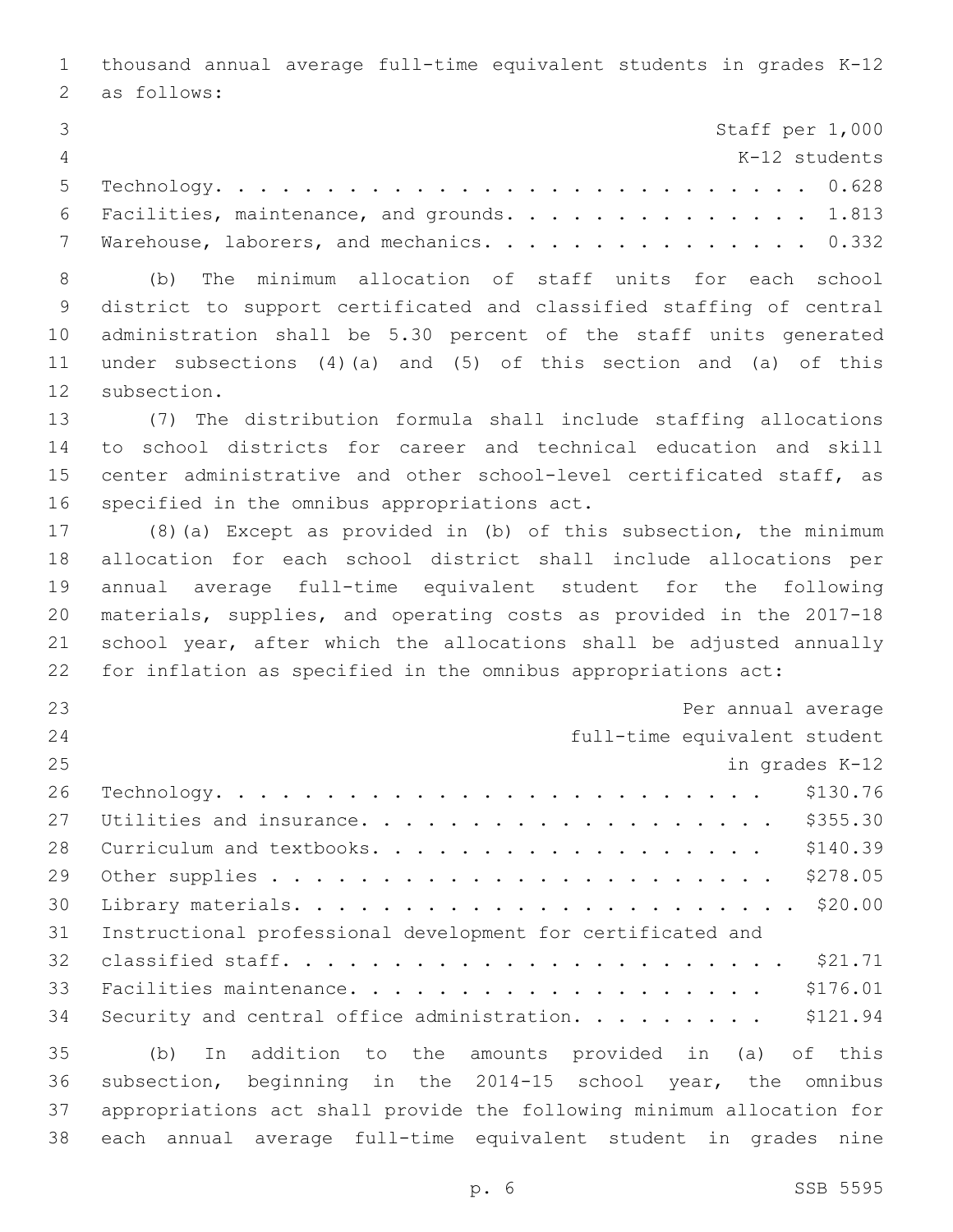thousand annual average full-time equivalent students in grades K-12 as follows:

| | Staff per 1,000 K-12 students |
|---|---|
| Technology | 0.628 |
| Facilities, maintenance, and grounds | 1.813 |
| Warehouse, laborers, and mechanics | 0.332 |

(b) The minimum allocation of staff units for each school district to support certificated and classified staffing of central administration shall be 5.30 percent of the staff units generated under subsections (4)(a) and (5) of this section and (a) of this subsection.

(7) The distribution formula shall include staffing allocations to school districts for career and technical education and skill center administrative and other school-level certificated staff, as specified in the omnibus appropriations act.

(8)(a) Except as provided in (b) of this subsection, the minimum allocation for each school district shall include allocations per annual average full-time equivalent student for the following materials, supplies, and operating costs as provided in the 2017-18 school year, after which the allocations shall be adjusted annually for inflation as specified in the omnibus appropriations act:

| | Per annual average full-time equivalent student in grades K-12 |
|---|---|
| Technology | $130.76 |
| Utilities and insurance | $355.30 |
| Curriculum and textbooks | $140.39 |
| Other supplies | $278.05 |
| Library materials | $20.00 |
| Instructional professional development for certificated and classified staff | $21.71 |
| Facilities maintenance | $176.01 |
| Security and central office administration | $121.94 |

(b) In addition to the amounts provided in (a) of this subsection, beginning in the 2014-15 school year, the omnibus appropriations act shall provide the following minimum allocation for each annual average full-time equivalent student in grades nine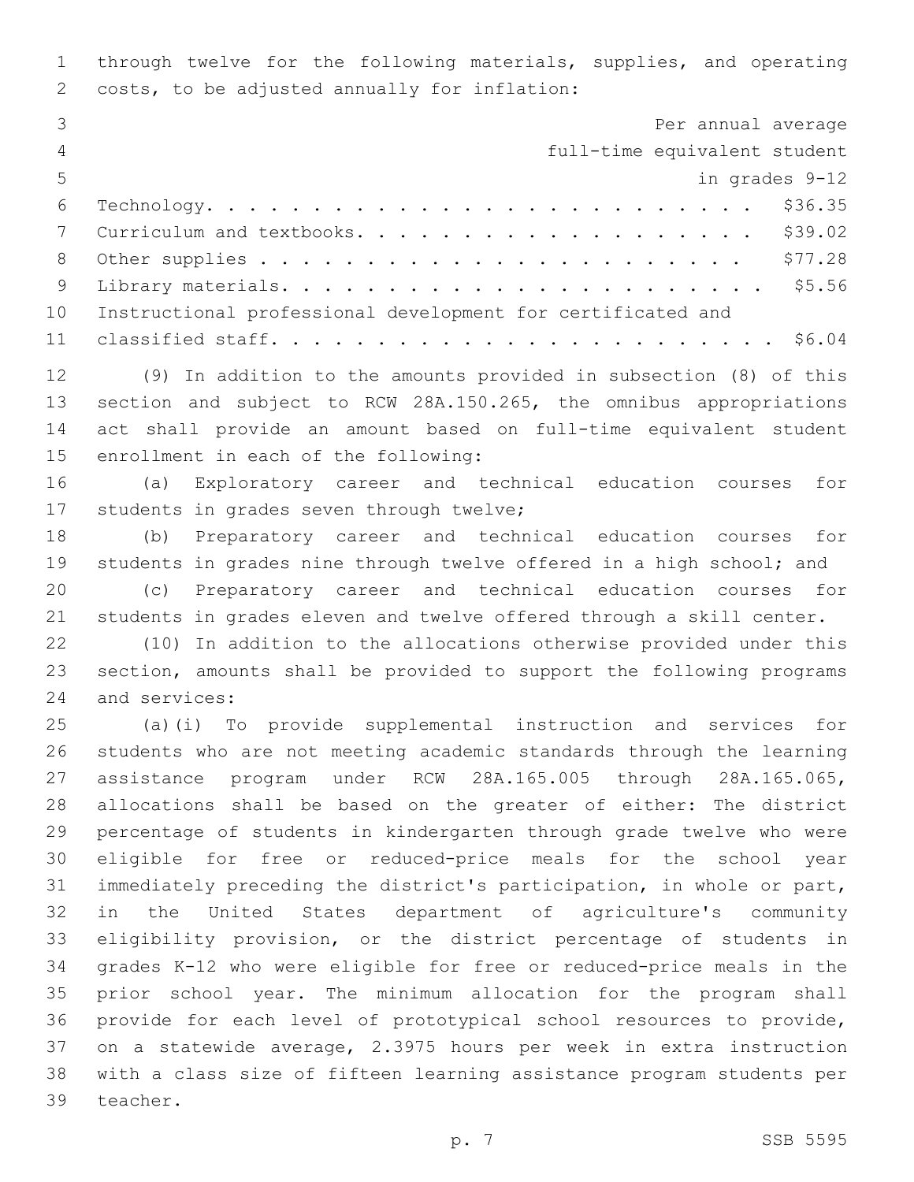through twelve for the following materials, supplies, and operating costs, to be adjusted annually for inflation:

| | Per annual average full-time equivalent student in grades 9-12 |
|---|---|
| Technology | $36.35 |
| Curriculum and textbooks | $39.02 |
| Other supplies | $77.28 |
| Library materials | $5.56 |
| Instructional professional development for certificated and classified staff | $6.04 |

(9) In addition to the amounts provided in subsection (8) of this section and subject to RCW 28A.150.265, the omnibus appropriations act shall provide an amount based on full-time equivalent student enrollment in each of the following:

(a) Exploratory career and technical education courses for students in grades seven through twelve;

(b) Preparatory career and technical education courses for students in grades nine through twelve offered in a high school; and

(c) Preparatory career and technical education courses for students in grades eleven and twelve offered through a skill center.

(10) In addition to the allocations otherwise provided under this section, amounts shall be provided to support the following programs and services:

(a)(i) To provide supplemental instruction and services for students who are not meeting academic standards through the learning assistance program under RCW 28A.165.005 through 28A.165.065, allocations shall be based on the greater of either: The district percentage of students in kindergarten through grade twelve who were eligible for free or reduced-price meals for the school year immediately preceding the district's participation, in whole or part, in the United States department of agriculture's community eligibility provision, or the district percentage of students in grades K-12 who were eligible for free or reduced-price meals in the prior school year. The minimum allocation for the program shall provide for each level of prototypical school resources to provide, on a statewide average, 2.3975 hours per week in extra instruction with a class size of fifteen learning assistance program students per teacher.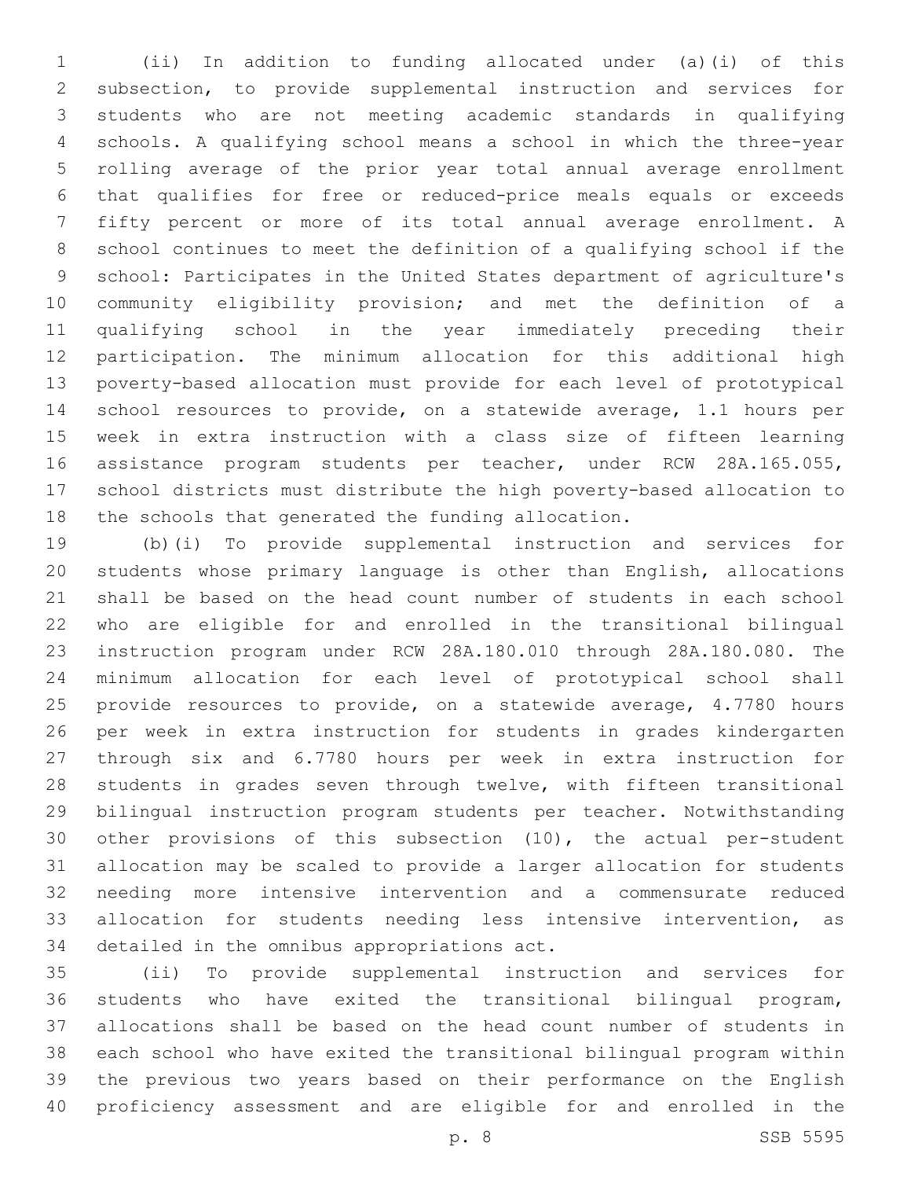(ii) In addition to funding allocated under (a)(i) of this subsection, to provide supplemental instruction and services for students who are not meeting academic standards in qualifying schools. A qualifying school means a school in which the three-year rolling average of the prior year total annual average enrollment that qualifies for free or reduced-price meals equals or exceeds fifty percent or more of its total annual average enrollment. A school continues to meet the definition of a qualifying school if the school: Participates in the United States department of agriculture's community eligibility provision; and met the definition of a qualifying school in the year immediately preceding their participation. The minimum allocation for this additional high poverty-based allocation must provide for each level of prototypical school resources to provide, on a statewide average, 1.1 hours per week in extra instruction with a class size of fifteen learning assistance program students per teacher, under RCW 28A.165.055, school districts must distribute the high poverty-based allocation to the schools that generated the funding allocation.

(b)(i) To provide supplemental instruction and services for students whose primary language is other than English, allocations shall be based on the head count number of students in each school who are eligible for and enrolled in the transitional bilingual instruction program under RCW 28A.180.010 through 28A.180.080. The minimum allocation for each level of prototypical school shall provide resources to provide, on a statewide average, 4.7780 hours per week in extra instruction for students in grades kindergarten through six and 6.7780 hours per week in extra instruction for students in grades seven through twelve, with fifteen transitional bilingual instruction program students per teacher. Notwithstanding other provisions of this subsection (10), the actual per-student allocation may be scaled to provide a larger allocation for students needing more intensive intervention and a commensurate reduced allocation for students needing less intensive intervention, as detailed in the omnibus appropriations act.

(ii) To provide supplemental instruction and services for students who have exited the transitional bilingual program, allocations shall be based on the head count number of students in each school who have exited the transitional bilingual program within the previous two years based on their performance on the English proficiency assessment and are eligible for and enrolled in the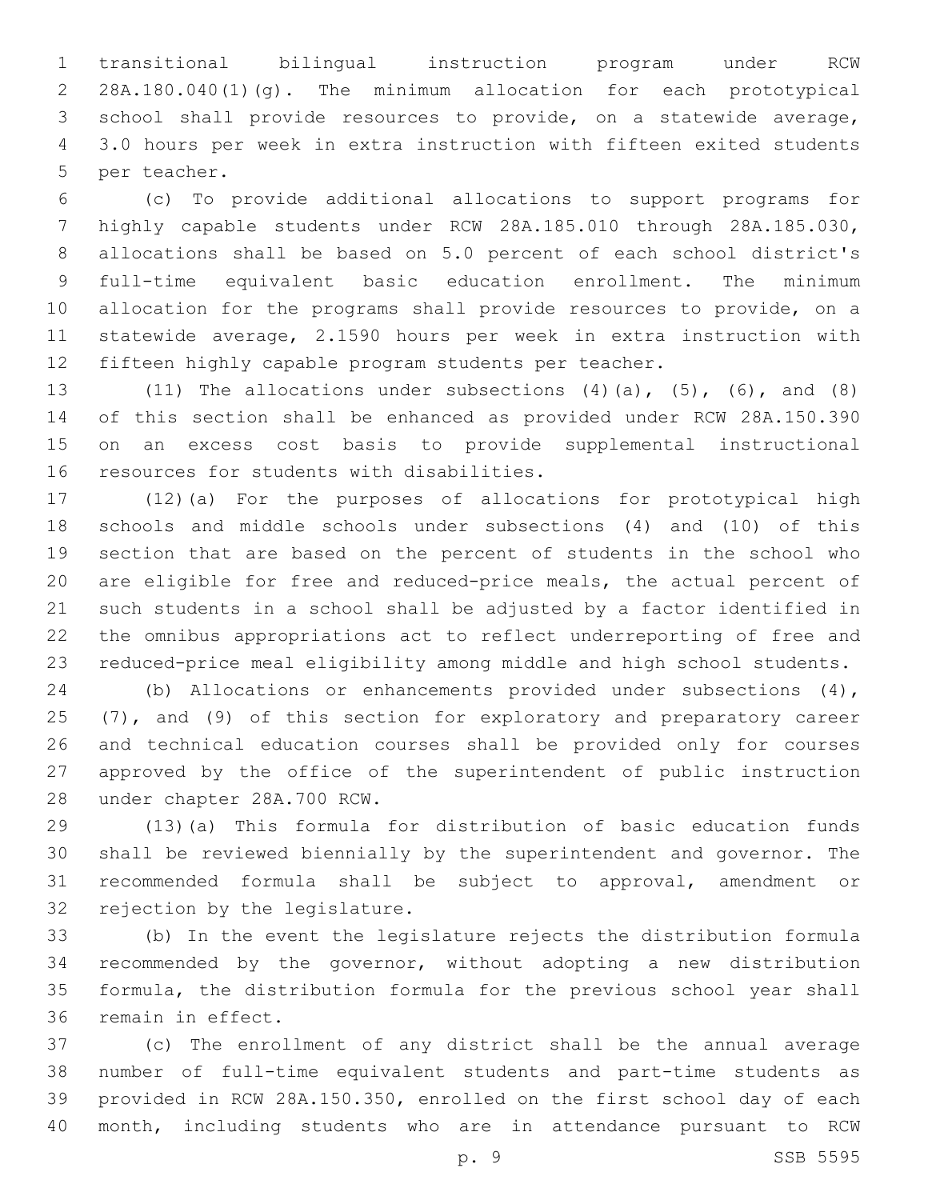transitional bilingual instruction program under RCW 28A.180.040(1)(g). The minimum allocation for each prototypical school shall provide resources to provide, on a statewide average, 3.0 hours per week in extra instruction with fifteen exited students per teacher.

(c) To provide additional allocations to support programs for highly capable students under RCW 28A.185.010 through 28A.185.030, allocations shall be based on 5.0 percent of each school district's full-time equivalent basic education enrollment. The minimum allocation for the programs shall provide resources to provide, on a statewide average, 2.1590 hours per week in extra instruction with fifteen highly capable program students per teacher.

(11) The allocations under subsections (4)(a), (5), (6), and (8) of this section shall be enhanced as provided under RCW 28A.150.390 on an excess cost basis to provide supplemental instructional resources for students with disabilities.

(12)(a) For the purposes of allocations for prototypical high schools and middle schools under subsections (4) and (10) of this section that are based on the percent of students in the school who are eligible for free and reduced-price meals, the actual percent of such students in a school shall be adjusted by a factor identified in the omnibus appropriations act to reflect underreporting of free and reduced-price meal eligibility among middle and high school students.

(b) Allocations or enhancements provided under subsections (4), (7), and (9) of this section for exploratory and preparatory career and technical education courses shall be provided only for courses approved by the office of the superintendent of public instruction under chapter 28A.700 RCW.

(13)(a) This formula for distribution of basic education funds shall be reviewed biennially by the superintendent and governor. The recommended formula shall be subject to approval, amendment or rejection by the legislature.

(b) In the event the legislature rejects the distribution formula recommended by the governor, without adopting a new distribution formula, the distribution formula for the previous school year shall remain in effect.

(c) The enrollment of any district shall be the annual average number of full-time equivalent students and part-time students as provided in RCW 28A.150.350, enrolled on the first school day of each month, including students who are in attendance pursuant to RCW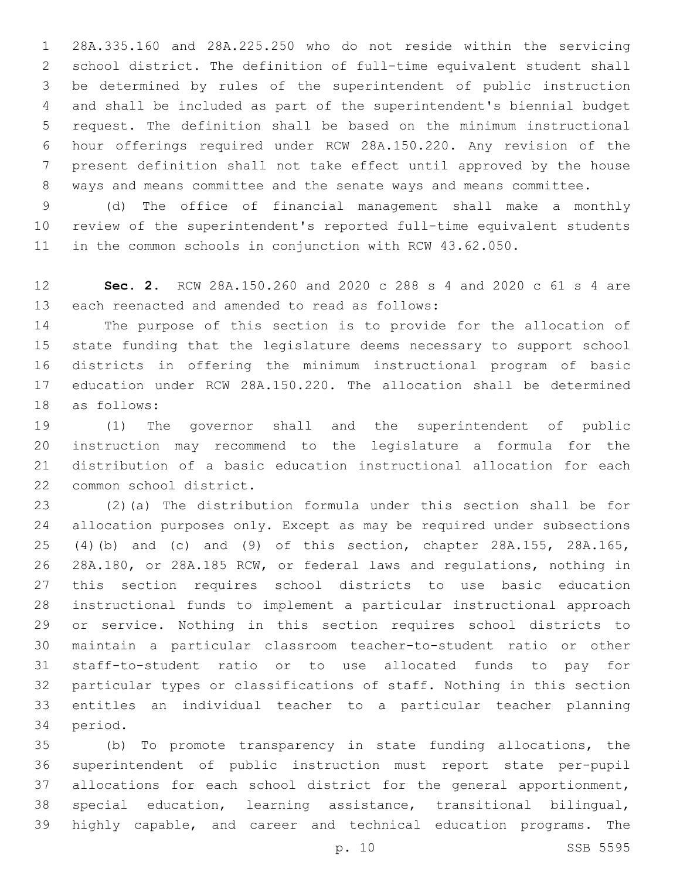28A.335.160 and 28A.225.250 who do not reside within the servicing school district. The definition of full-time equivalent student shall be determined by rules of the superintendent of public instruction and shall be included as part of the superintendent's biennial budget request. The definition shall be based on the minimum instructional hour offerings required under RCW 28A.150.220. Any revision of the present definition shall not take effect until approved by the house ways and means committee and the senate ways and means committee.

(d) The office of financial management shall make a monthly review of the superintendent's reported full-time equivalent students in the common schools in conjunction with RCW 43.62.050.

**Sec. 2.** RCW 28A.150.260 and 2020 c 288 s 4 and 2020 c 61 s 4 are each reenacted and amended to read as follows:

The purpose of this section is to provide for the allocation of state funding that the legislature deems necessary to support school districts in offering the minimum instructional program of basic education under RCW 28A.150.220. The allocation shall be determined as follows:

(1) The governor shall and the superintendent of public instruction may recommend to the legislature a formula for the distribution of a basic education instructional allocation for each common school district.

(2)(a) The distribution formula under this section shall be for allocation purposes only. Except as may be required under subsections (4)(b) and (c) and (9) of this section, chapter 28A.155, 28A.165, 28A.180, or 28A.185 RCW, or federal laws and regulations, nothing in this section requires school districts to use basic education instructional funds to implement a particular instructional approach or service. Nothing in this section requires school districts to maintain a particular classroom teacher-to-student ratio or other staff-to-student ratio or to use allocated funds to pay for particular types or classifications of staff. Nothing in this section entitles an individual teacher to a particular teacher planning period.

(b) To promote transparency in state funding allocations, the superintendent of public instruction must report state per-pupil allocations for each school district for the general apportionment, special education, learning assistance, transitional bilingual, highly capable, and career and technical education programs. The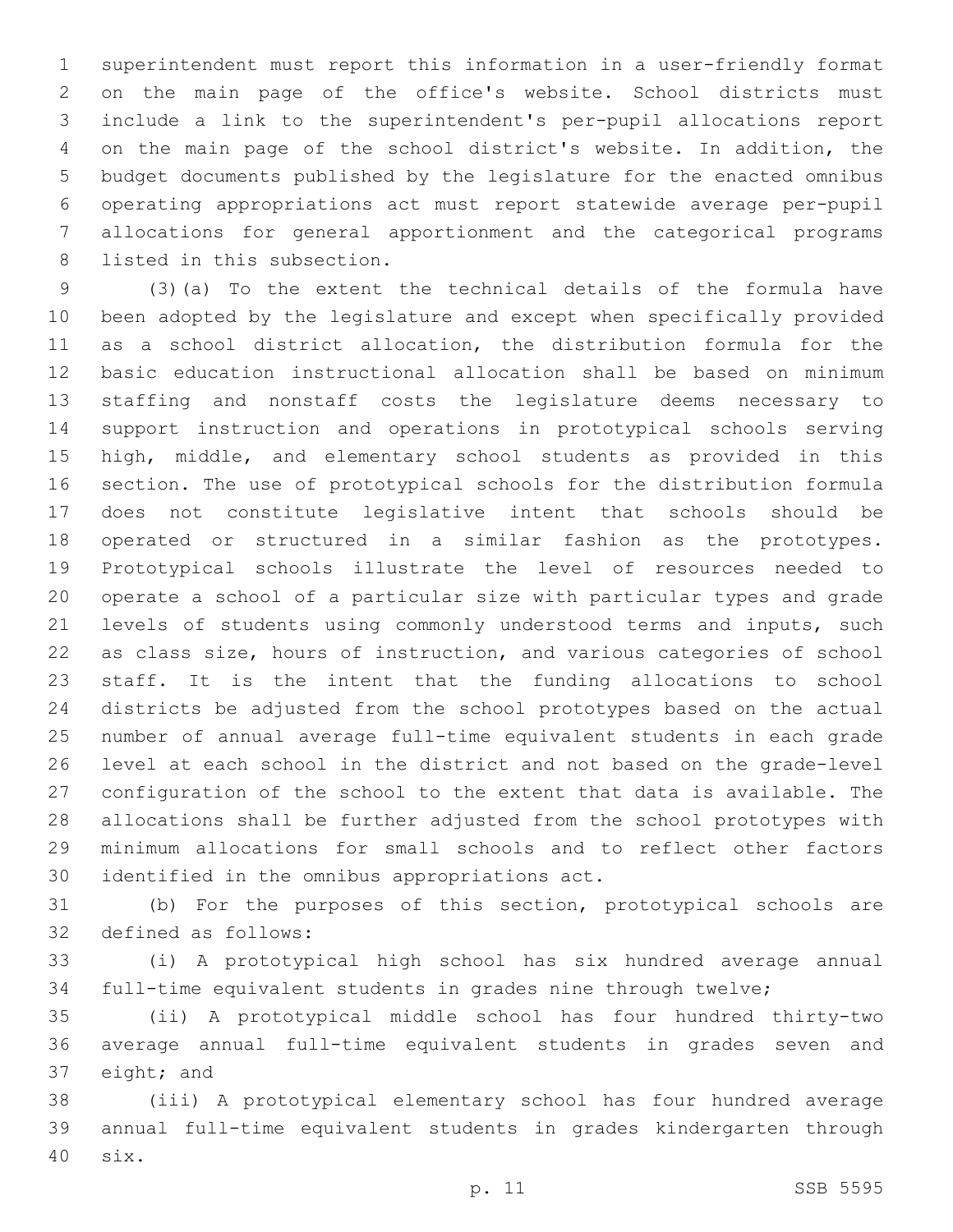superintendent must report this information in a user-friendly format on the main page of the office's website. School districts must include a link to the superintendent's per-pupil allocations report on the main page of the school district's website. In addition, the budget documents published by the legislature for the enacted omnibus operating appropriations act must report statewide average per-pupil allocations for general apportionment and the categorical programs listed in this subsection.

(3)(a) To the extent the technical details of the formula have been adopted by the legislature and except when specifically provided as a school district allocation, the distribution formula for the basic education instructional allocation shall be based on minimum staffing and nonstaff costs the legislature deems necessary to support instruction and operations in prototypical schools serving high, middle, and elementary school students as provided in this section. The use of prototypical schools for the distribution formula does not constitute legislative intent that schools should be operated or structured in a similar fashion as the prototypes. Prototypical schools illustrate the level of resources needed to operate a school of a particular size with particular types and grade levels of students using commonly understood terms and inputs, such as class size, hours of instruction, and various categories of school staff. It is the intent that the funding allocations to school districts be adjusted from the school prototypes based on the actual number of annual average full-time equivalent students in each grade level at each school in the district and not based on the grade-level configuration of the school to the extent that data is available. The allocations shall be further adjusted from the school prototypes with minimum allocations for small schools and to reflect other factors identified in the omnibus appropriations act.

(b) For the purposes of this section, prototypical schools are defined as follows:

(i) A prototypical high school has six hundred average annual full-time equivalent students in grades nine through twelve;

(ii) A prototypical middle school has four hundred thirty-two average annual full-time equivalent students in grades seven and eight; and

(iii) A prototypical elementary school has four hundred average annual full-time equivalent students in grades kindergarten through six.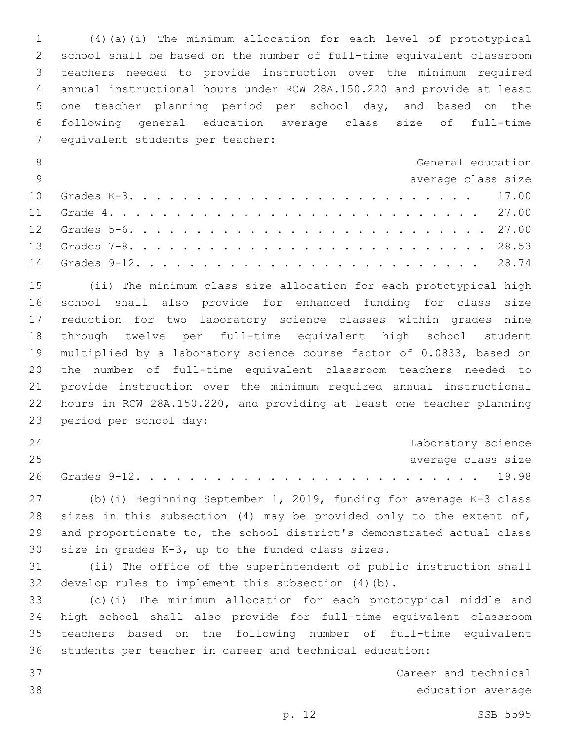(4)(a)(i) The minimum allocation for each level of prototypical school shall be based on the number of full-time equivalent classroom teachers needed to provide instruction over the minimum required annual instructional hours under RCW 28A.150.220 and provide at least one teacher planning period per school day, and based on the following general education average class size of full-time equivalent students per teacher:

| | General education average class size |
|---|---|
| Grades K-3 | 17.00 |
| Grade 4 | 27.00 |
| Grades 5-6 | 27.00 |
| Grades 7-8 | 28.53 |
| Grades 9-12 | 28.74 |

(ii) The minimum class size allocation for each prototypical high school shall also provide for enhanced funding for class size reduction for two laboratory science classes within grades nine through twelve per full-time equivalent high school student multiplied by a laboratory science course factor of 0.0833, based on the number of full-time equivalent classroom teachers needed to provide instruction over the minimum required annual instructional hours in RCW 28A.150.220, and providing at least one teacher planning period per school day:

| | Laboratory science average class size |
|---|---|
| Grades 9-12 | 19.98 |

(b)(i) Beginning September 1, 2019, funding for average K-3 class sizes in this subsection (4) may be provided only to the extent of, and proportionate to, the school district's demonstrated actual class size in grades K-3, up to the funded class sizes.

(ii) The office of the superintendent of public instruction shall develop rules to implement this subsection (4)(b).

(c)(i) The minimum allocation for each prototypical middle and high school shall also provide for full-time equivalent classroom teachers based on the following number of full-time equivalent students per teacher in career and technical education:

Career and technical education average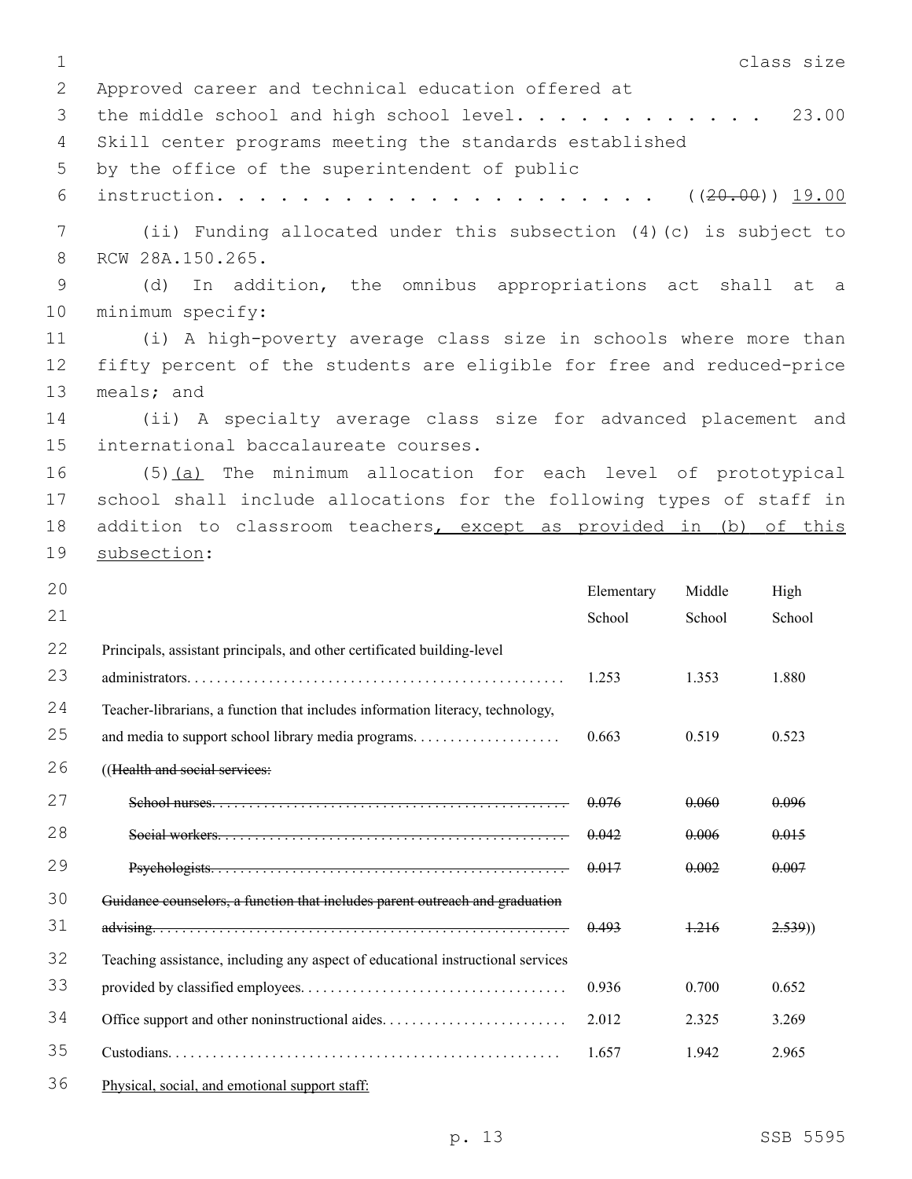| | class size |
|---|---|
| Approved career and technical education offered at the middle school and high school level. . . . . . . . . . . . | 23.00 |
| Skill center programs meeting the standards established by the office of the superintendent of public instruction. . . . . . . . . . . . . . . . . . . . . | ((~~20.00~~)) <u>19.00</u> |

(ii) Funding allocated under this subsection (4)(c) is subject to RCW 28A.150.265.

(d) In addition, the omnibus appropriations act shall at a minimum specify:

(i) A high-poverty average class size in schools where more than fifty percent of the students are eligible for free and reduced-price meals; and

(ii) A specialty average class size for advanced placement and international baccalaureate courses.

(5)<u>(a)</u> The minimum allocation for each level of prototypical school shall include allocations for the following types of staff in addition to classroom teachers<u>, except as provided in (b) of this subsection</u>:

| | Elementary School | Middle School | High School |
|---|---|---|---|
| Principals, assistant principals, and other certificated building-level administrators. . . . . . . . . . . . . . . . . . . . | 1.253 | 1.353 | 1.880 |
| Teacher-librarians, a function that includes information literacy, technology, and media to support school library media programs. . . . . . . . . . . . . . . . . . . | 0.663 | 0.519 | 0.523 |
| ((~~Health and social services:~~) | | | |
| ~~School nurses. . . . . . . . . . . . . . . . . . . .~~ | ~~0.076~~ | ~~0.060~~ | ~~0.096~~ |
| ~~Social workers. . . . . . . . . . . . . . . . . . . .~~ | ~~0.042~~ | ~~0.006~~ | ~~0.015~~ |
| ~~Psychologists. . . . . . . . . . . . . . . . . . . .~~ | ~~0.017~~ | ~~0.002~~ | ~~0.007~~ |
| ~~Guidance counselors, a function that includes parent outreach and graduation advising. . . . . . . . . . . . . . . . . . . .~~ | ~~0.493~~ | ~~1.216~~ | ~~2.539~~)) |
| Teaching assistance, including any aspect of educational instructional services provided by classified employees. . . . . . . . . . . . . . . . . . . . | 0.936 | 0.700 | 0.652 |
| Office support and other noninstructional aides. . . . . . . . . . . . . . . . . . . . | 2.012 | 2.325 | 3.269 |
| Custodians. . . . . . . . . . . . . . . . . . . . | 1.657 | 1.942 | 2.965 |
| <u>Physical, social, and emotional support staff:</u> | | | |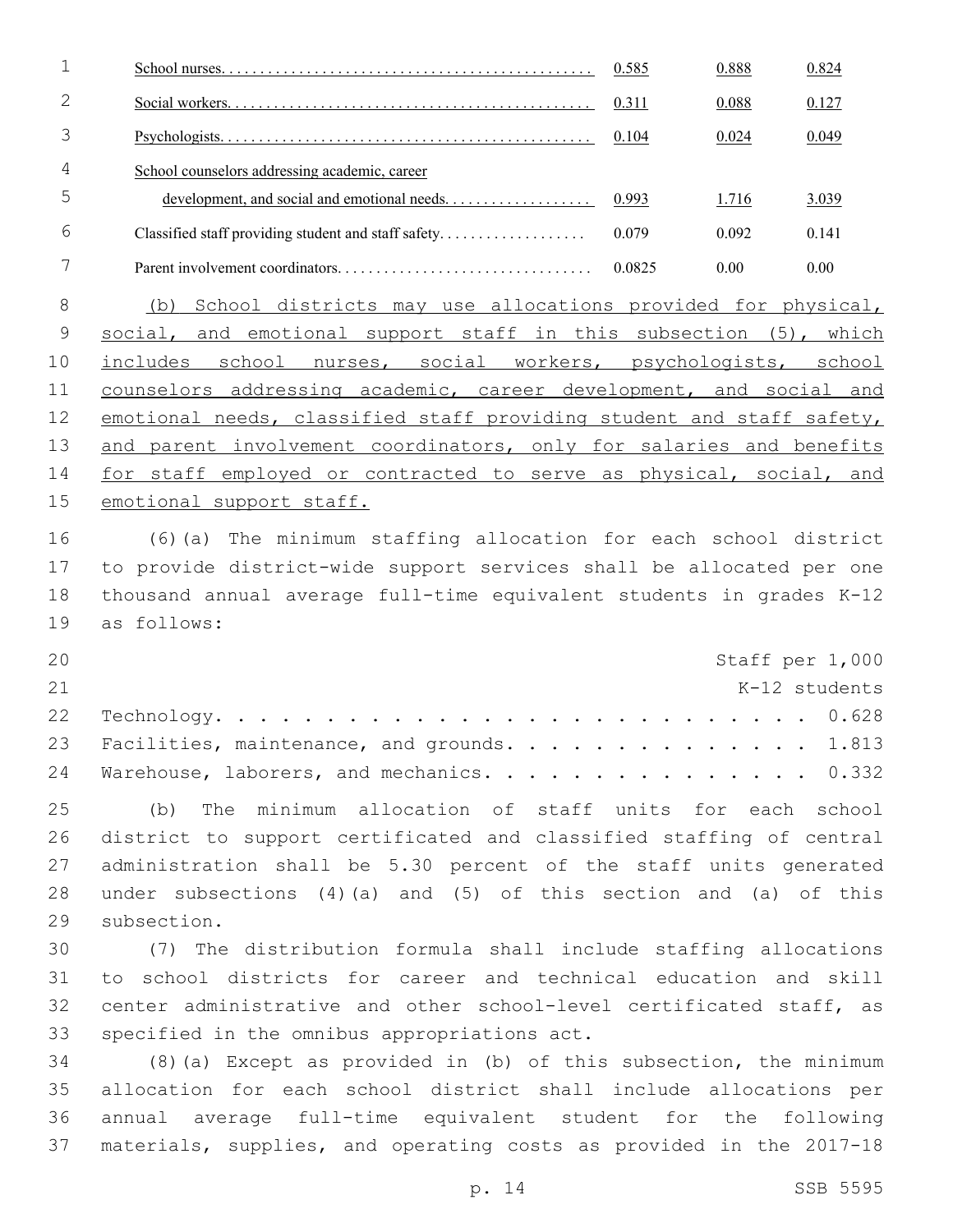| | | | |
|---|---|---|---|
| <u>School nurses</u> | <u>0.585</u> | <u>0.888</u> | <u>0.824</u> |
| <u>Social workers</u> | <u>0.311</u> | <u>0.088</u> | <u>0.127</u> |
| <u>Psychologists</u> | <u>0.104</u> | <u>0.024</u> | <u>0.049</u> |
| <u>School counselors addressing academic, career development, and social and emotional needs</u> | <u>0.993</u> | <u>1.716</u> | <u>3.039</u> |
| Classified staff providing student and staff safety | 0.079 | 0.092 | 0.141 |
| Parent involvement coordinators | 0.0825 | 0.00 | 0.00 |

<u>(b) School districts may use allocations provided for physical, social, and emotional support staff in this subsection (5), which includes school nurses, social workers, psychologists, school counselors addressing academic, career development, and social and emotional needs, classified staff providing student and staff safety, and parent involvement coordinators, only for salaries and benefits for staff employed or contracted to serve as physical, social, and emotional support staff.</u>

(6)(a) The minimum staffing allocation for each school district to provide district-wide support services shall be allocated per one thousand annual average full-time equivalent students in grades K-12 as follows:

| | Staff per 1,000 K-12 students |
|---|---|
| Technology | 0.628 |
| Facilities, maintenance, and grounds | 1.813 |
| Warehouse, laborers, and mechanics | 0.332 |

(b) The minimum allocation of staff units for each school district to support certificated and classified staffing of central administration shall be 5.30 percent of the staff units generated under subsections (4)(a) and (5) of this section and (a) of this subsection.

(7) The distribution formula shall include staffing allocations to school districts for career and technical education and skill center administrative and other school-level certificated staff, as specified in the omnibus appropriations act.

(8)(a) Except as provided in (b) of this subsection, the minimum allocation for each school district shall include allocations per annual average full-time equivalent student for the following materials, supplies, and operating costs as provided in the 2017-18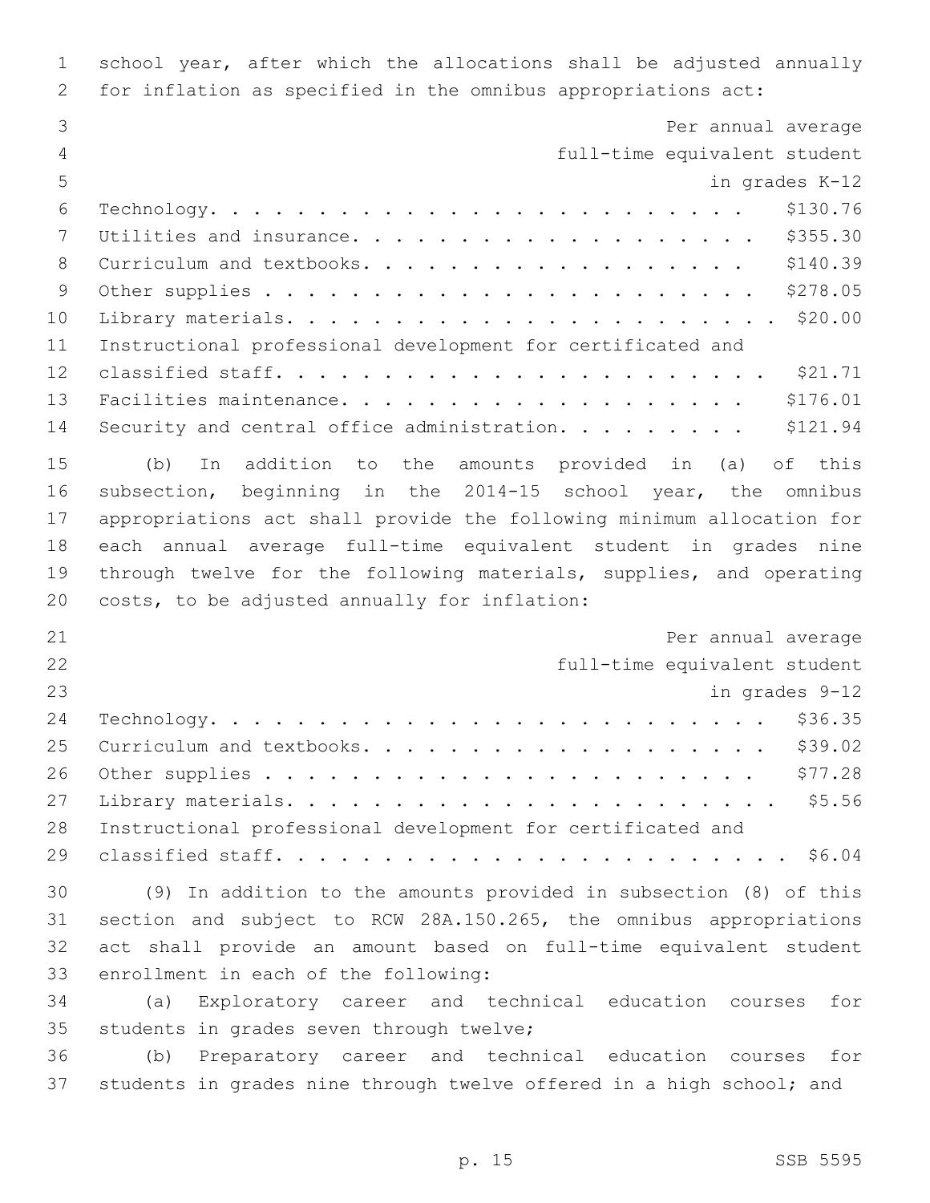school year, after which the allocations shall be adjusted annually for inflation as specified in the omnibus appropriations act:

| | Per annual average full-time equivalent student in grades K-12 |
|---|---|
| Technology | $130.76 |
| Utilities and insurance | $355.30 |
| Curriculum and textbooks | $140.39 |
| Other supplies | $278.05 |
| Library materials | $20.00 |
| Instructional professional development for certificated and classified staff | $21.71 |
| Facilities maintenance | $176.01 |
| Security and central office administration | $121.94 |

(b) In addition to the amounts provided in (a) of this subsection, beginning in the 2014-15 school year, the omnibus appropriations act shall provide the following minimum allocation for each annual average full-time equivalent student in grades nine through twelve for the following materials, supplies, and operating costs, to be adjusted annually for inflation:

| | Per annual average full-time equivalent student in grades 9-12 |
|---|---|
| Technology | $36.35 |
| Curriculum and textbooks | $39.02 |
| Other supplies | $77.28 |
| Library materials | $5.56 |
| Instructional professional development for certificated and classified staff | $6.04 |

(9) In addition to the amounts provided in subsection (8) of this section and subject to RCW 28A.150.265, the omnibus appropriations act shall provide an amount based on full-time equivalent student enrollment in each of the following:

(a) Exploratory career and technical education courses for students in grades seven through twelve;

(b) Preparatory career and technical education courses for students in grades nine through twelve offered in a high school; and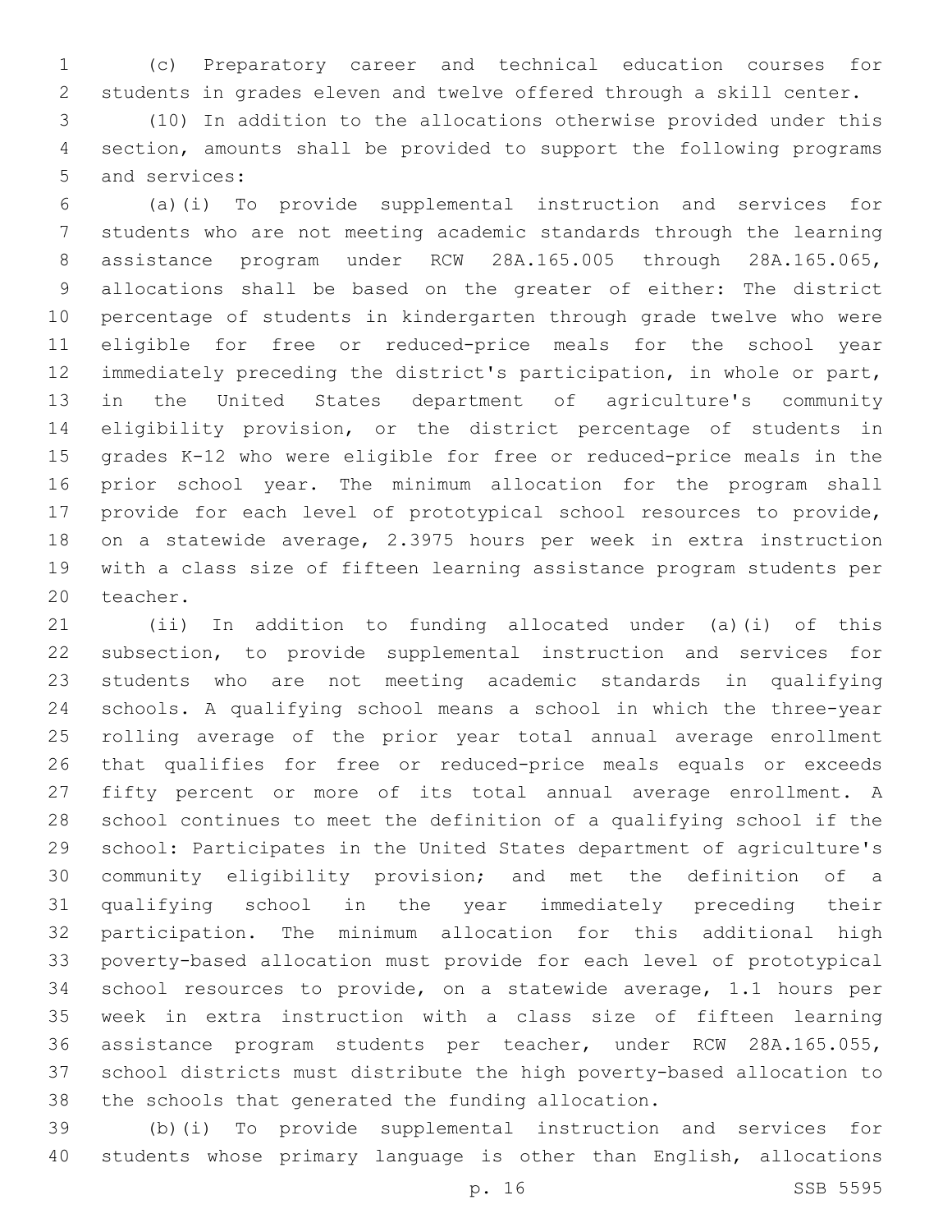(c) Preparatory career and technical education courses for students in grades eleven and twelve offered through a skill center.

(10) In addition to the allocations otherwise provided under this section, amounts shall be provided to support the following programs and services:

(a)(i) To provide supplemental instruction and services for students who are not meeting academic standards through the learning assistance program under RCW 28A.165.005 through 28A.165.065, allocations shall be based on the greater of either: The district percentage of students in kindergarten through grade twelve who were eligible for free or reduced-price meals for the school year immediately preceding the district's participation, in whole or part, in the United States department of agriculture's community eligibility provision, or the district percentage of students in grades K-12 who were eligible for free or reduced-price meals in the prior school year. The minimum allocation for the program shall provide for each level of prototypical school resources to provide, on a statewide average, 2.3975 hours per week in extra instruction with a class size of fifteen learning assistance program students per teacher.

(ii) In addition to funding allocated under (a)(i) of this subsection, to provide supplemental instruction and services for students who are not meeting academic standards in qualifying schools. A qualifying school means a school in which the three-year rolling average of the prior year total annual average enrollment that qualifies for free or reduced-price meals equals or exceeds fifty percent or more of its total annual average enrollment. A school continues to meet the definition of a qualifying school if the school: Participates in the United States department of agriculture's community eligibility provision; and met the definition of a qualifying school in the year immediately preceding their participation. The minimum allocation for this additional high poverty-based allocation must provide for each level of prototypical school resources to provide, on a statewide average, 1.1 hours per week in extra instruction with a class size of fifteen learning assistance program students per teacher, under RCW 28A.165.055, school districts must distribute the high poverty-based allocation to the schools that generated the funding allocation.

(b)(i) To provide supplemental instruction and services for students whose primary language is other than English, allocations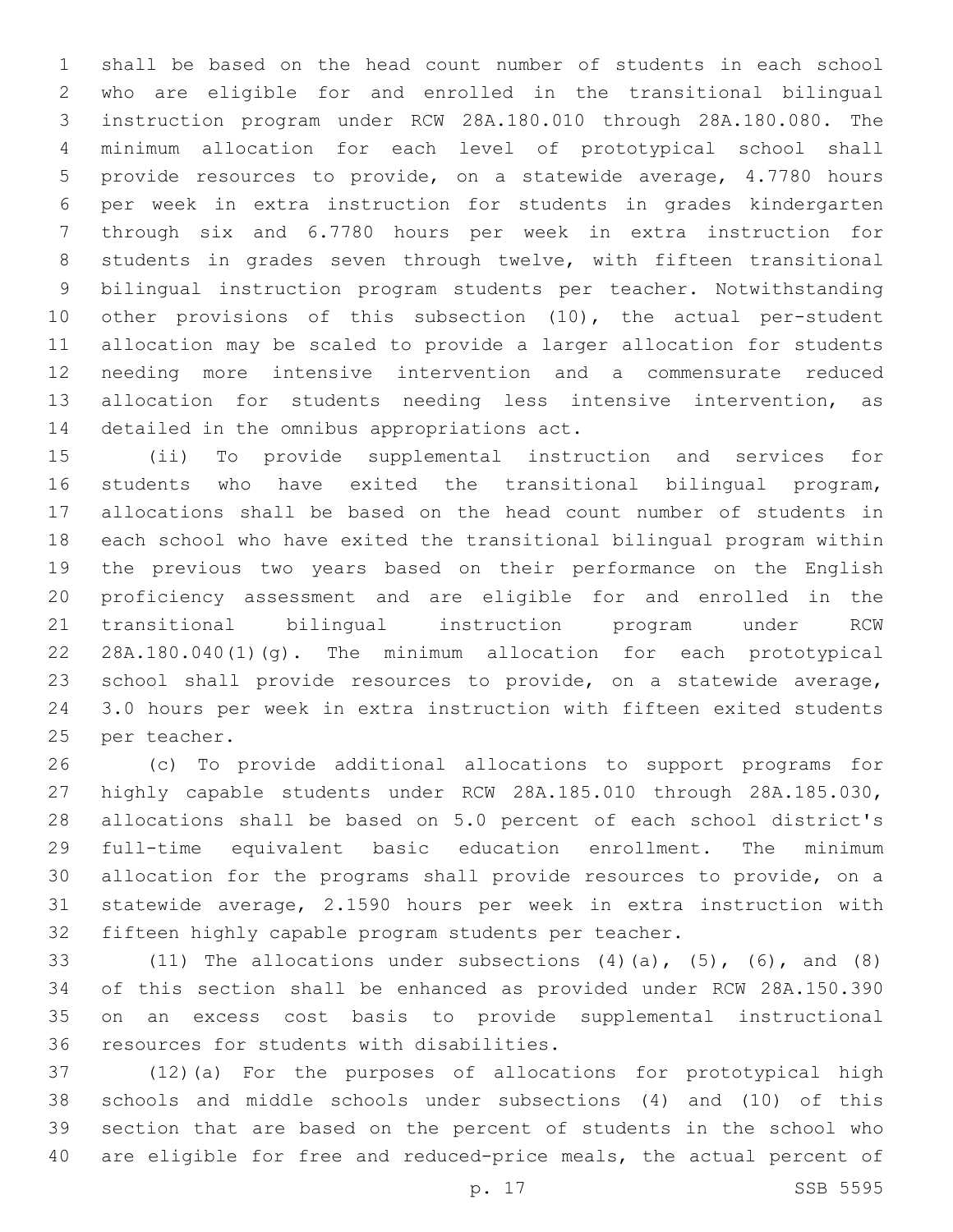shall be based on the head count number of students in each school who are eligible for and enrolled in the transitional bilingual instruction program under RCW 28A.180.010 through 28A.180.080. The minimum allocation for each level of prototypical school shall provide resources to provide, on a statewide average, 4.7780 hours per week in extra instruction for students in grades kindergarten through six and 6.7780 hours per week in extra instruction for students in grades seven through twelve, with fifteen transitional bilingual instruction program students per teacher. Notwithstanding other provisions of this subsection (10), the actual per-student allocation may be scaled to provide a larger allocation for students needing more intensive intervention and a commensurate reduced allocation for students needing less intensive intervention, as detailed in the omnibus appropriations act.

(ii) To provide supplemental instruction and services for students who have exited the transitional bilingual program, allocations shall be based on the head count number of students in each school who have exited the transitional bilingual program within the previous two years based on their performance on the English proficiency assessment and are eligible for and enrolled in the transitional bilingual instruction program under RCW 28A.180.040(1)(g). The minimum allocation for each prototypical school shall provide resources to provide, on a statewide average, 3.0 hours per week in extra instruction with fifteen exited students per teacher.

(c) To provide additional allocations to support programs for highly capable students under RCW 28A.185.010 through 28A.185.030, allocations shall be based on 5.0 percent of each school district's full-time equivalent basic education enrollment. The minimum allocation for the programs shall provide resources to provide, on a statewide average, 2.1590 hours per week in extra instruction with fifteen highly capable program students per teacher.

(11) The allocations under subsections (4)(a), (5), (6), and (8) of this section shall be enhanced as provided under RCW 28A.150.390 on an excess cost basis to provide supplemental instructional resources for students with disabilities.

(12)(a) For the purposes of allocations for prototypical high schools and middle schools under subsections (4) and (10) of this section that are based on the percent of students in the school who are eligible for free and reduced-price meals, the actual percent of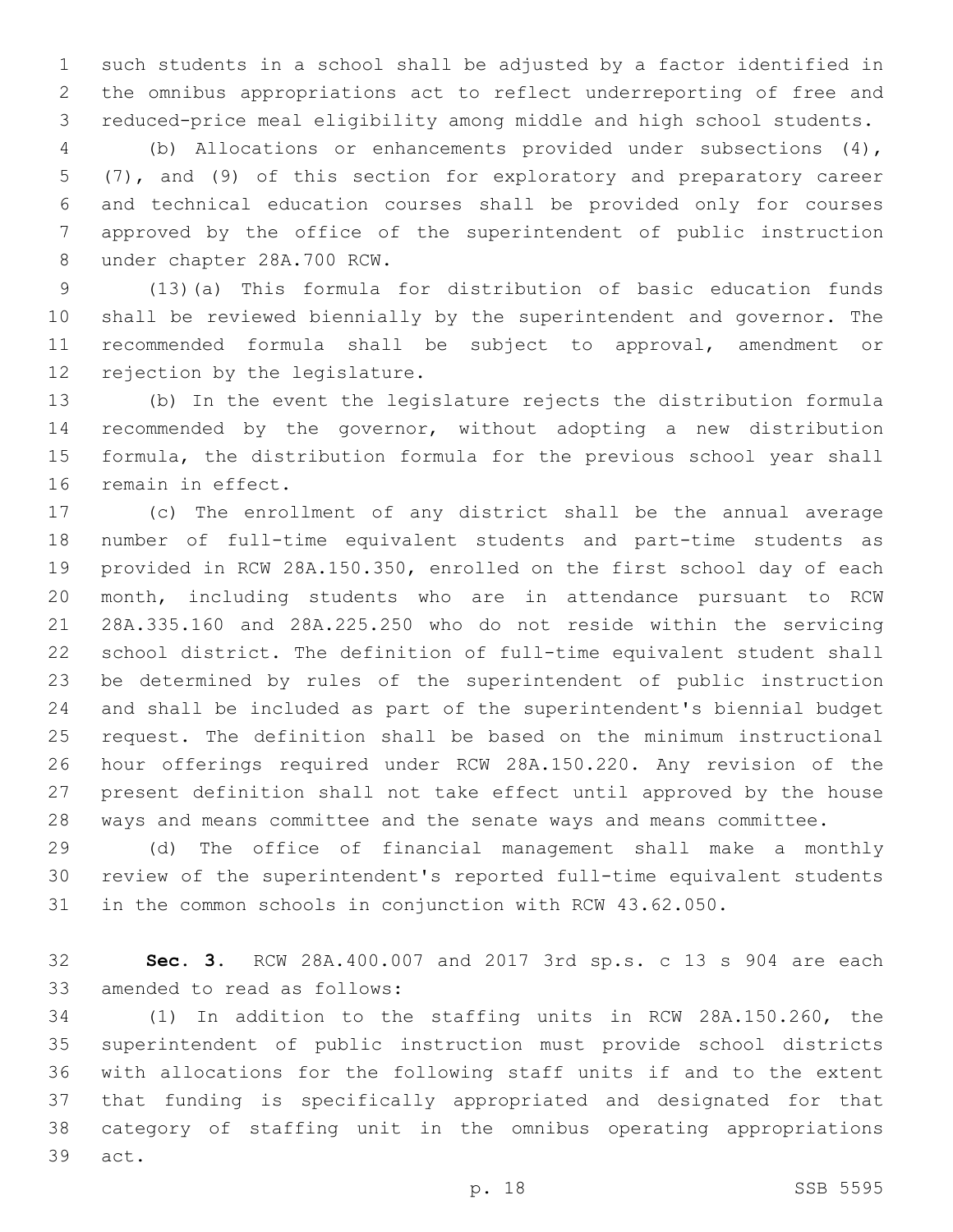such students in a school shall be adjusted by a factor identified in the omnibus appropriations act to reflect underreporting of free and reduced-price meal eligibility among middle and high school students.

(b) Allocations or enhancements provided under subsections (4), (7), and (9) of this section for exploratory and preparatory career and technical education courses shall be provided only for courses approved by the office of the superintendent of public instruction under chapter 28A.700 RCW.

(13)(a) This formula for distribution of basic education funds shall be reviewed biennially by the superintendent and governor. The recommended formula shall be subject to approval, amendment or rejection by the legislature.

(b) In the event the legislature rejects the distribution formula recommended by the governor, without adopting a new distribution formula, the distribution formula for the previous school year shall remain in effect.

(c) The enrollment of any district shall be the annual average number of full-time equivalent students and part-time students as provided in RCW 28A.150.350, enrolled on the first school day of each month, including students who are in attendance pursuant to RCW 28A.335.160 and 28A.225.250 who do not reside within the servicing school district. The definition of full-time equivalent student shall be determined by rules of the superintendent of public instruction and shall be included as part of the superintendent's biennial budget request. The definition shall be based on the minimum instructional hour offerings required under RCW 28A.150.220. Any revision of the present definition shall not take effect until approved by the house ways and means committee and the senate ways and means committee.

(d) The office of financial management shall make a monthly review of the superintendent's reported full-time equivalent students in the common schools in conjunction with RCW 43.62.050.

**Sec. 3.** RCW 28A.400.007 and 2017 3rd sp.s. c 13 s 904 are each amended to read as follows:

(1) In addition to the staffing units in RCW 28A.150.260, the superintendent of public instruction must provide school districts with allocations for the following staff units if and to the extent that funding is specifically appropriated and designated for that category of staffing unit in the omnibus operating appropriations act.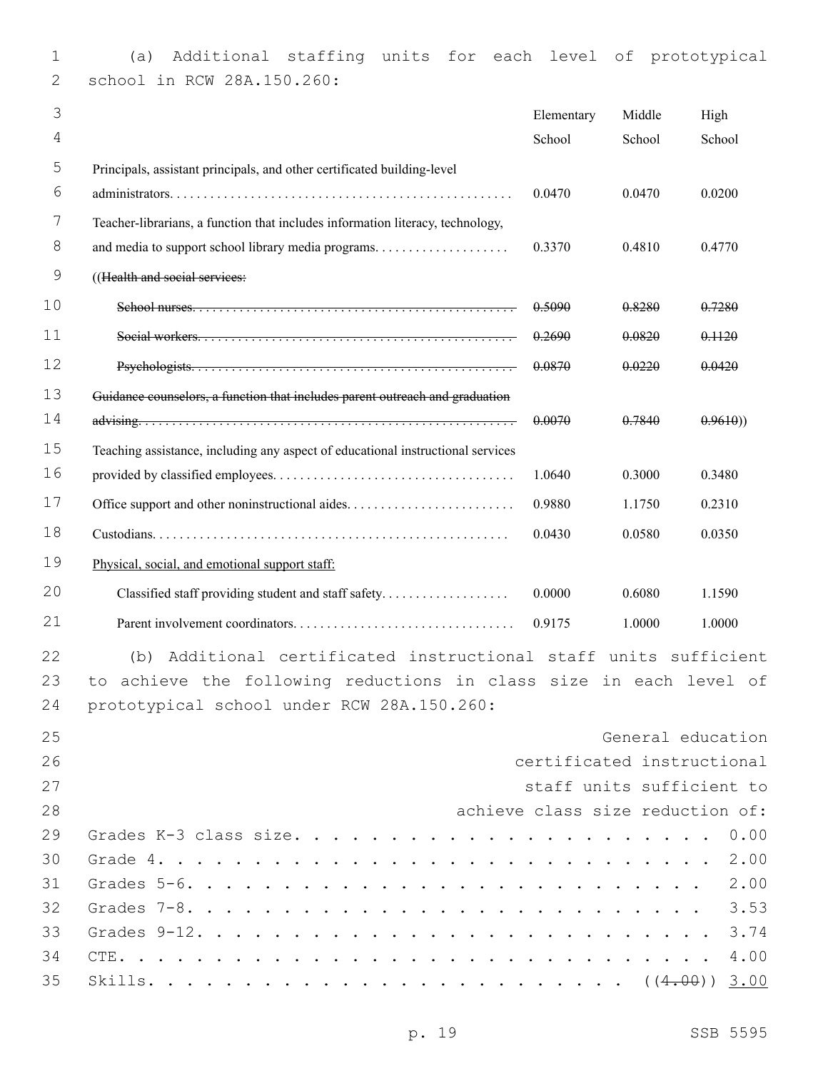(a) Additional staffing units for each level of prototypical school in RCW 28A.150.260:

| | Elementary School | Middle School | High School |
|---|---|---|---|
| Principals, assistant principals, and other certificated building-level administrators | 0.0470 | 0.0470 | 0.0200 |
| Teacher-librarians, a function that includes information literacy, technology, and media to support school library media programs | 0.3370 | 0.4810 | 0.4770 |
| ((~~Health and social services:~~ | | | |
| ~~School nurses~~ | ~~0.5090~~ | ~~0.8280~~ | ~~0.7280~~ |
| ~~Social workers~~ | ~~0.2690~~ | ~~0.0820~~ | ~~0.1120~~ |
| ~~Psychologists~~ | ~~0.0870~~ | ~~0.0220~~ | ~~0.0420~~ |
| ~~Guidance counselors, a function that includes parent outreach and graduation advising~~ | ~~0.0070~~ | ~~0.7840~~ | ~~0.9610~~)) |
| Teaching assistance, including any aspect of educational instructional services provided by classified employees | 1.0640 | 0.3000 | 0.3480 |
| Office support and other noninstructional aides | 0.9880 | 1.1750 | 0.2310 |
| Custodians | 0.0430 | 0.0580 | 0.0350 |
| <u>Physical, social, and emotional support staff:</u> | | | |
| Classified staff providing student and staff safety | 0.0000 | 0.6080 | 1.1590 |
| Parent involvement coordinators | 0.9175 | 1.0000 | 1.0000 |

(b) Additional certificated instructional staff units sufficient to achieve the following reductions in class size in each level of prototypical school under RCW 28A.150.260:

| | General education certificated instructional staff units sufficient to achieve class size reduction of: |
|---|---|
| Grades K-3 class size | 0.00 |
| Grade 4 | 2.00 |
| Grades 5-6 | 2.00 |
| Grades 7-8 | 3.53 |
| Grades 9-12 | 3.74 |
| CTE | 4.00 |
| Skills | ((~~4.00~~)) <u>3.00</u> |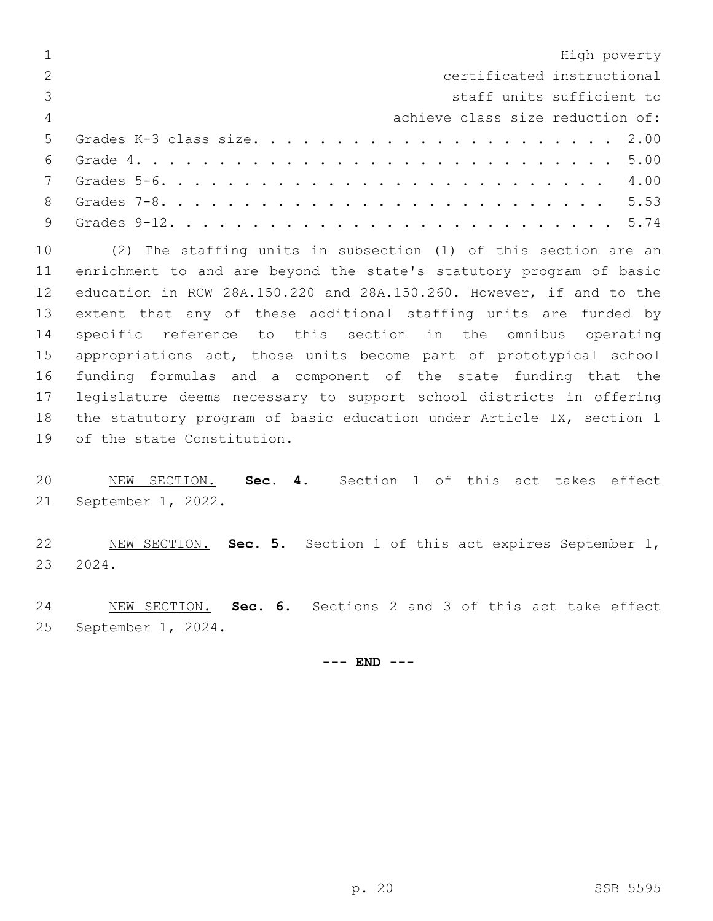| | High poverty certificated instructional staff units sufficient to achieve class size reduction of: |
|---|---|
| Grades K-3 class size | 2.00 |
| Grade 4 | 5.00 |
| Grades 5-6 | 4.00 |
| Grades 7-8 | 5.53 |
| Grades 9-12 | 5.74 |

(2) The staffing units in subsection (1) of this section are an enrichment to and are beyond the state's statutory program of basic education in RCW 28A.150.220 and 28A.150.260. However, if and to the extent that any of these additional staffing units are funded by specific reference to this section in the omnibus operating appropriations act, those units become part of prototypical school funding formulas and a component of the state funding that the legislature deems necessary to support school districts in offering the statutory program of basic education under Article IX, section 1 of the state Constitution.

NEW SECTION. **Sec. 4.** Section 1 of this act takes effect September 1, 2022.

NEW SECTION. **Sec. 5.** Section 1 of this act expires September 1, 2024.

NEW SECTION. **Sec. 6.** Sections 2 and 3 of this act take effect September 1, 2024.

**--- END ---**